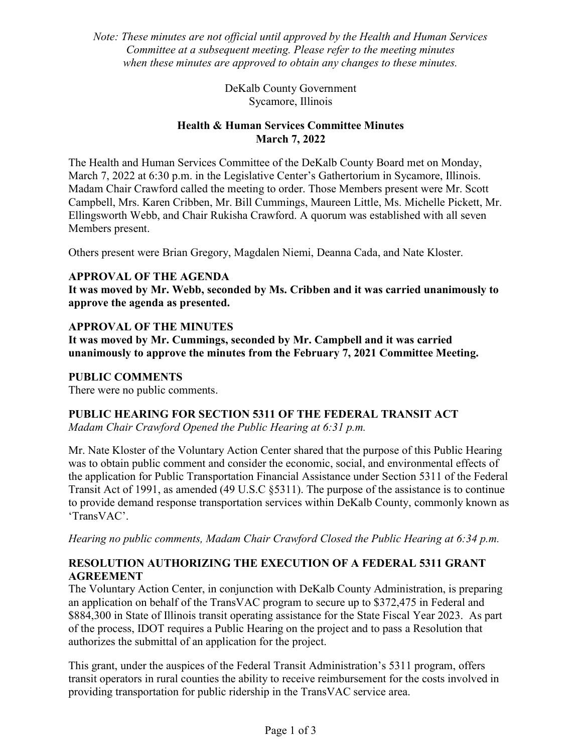*Note: These minutes are not official until approved by the Health and Human Services Committee at a subsequent meeting. Please refer to the meeting minutes when these minutes are approved to obtain any changes to these minutes.*

DeKalb County Government
Sycamore, Illinois

**Health & Human Services Committee Minutes**
**March 7, 2022**

The Health and Human Services Committee of the DeKalb County Board met on Monday, March 7, 2022 at 6:30 p.m. in the Legislative Center's Gathertorium in Sycamore, Illinois. Madam Chair Crawford called the meeting to order. Those Members present were Mr. Scott Campbell, Mrs. Karen Cribben, Mr. Bill Cummings, Maureen Little, Ms. Michelle Pickett, Mr. Ellingsworth Webb, and Chair Rukisha Crawford. A quorum was established with all seven Members present.

Others present were Brian Gregory, Magdalen Niemi, Deanna Cada, and Nate Kloster.

**APPROVAL OF THE AGENDA**

**It was moved by Mr. Webb, seconded by Ms. Cribben and it was carried unanimously to approve the agenda as presented.**

**APPROVAL OF THE MINUTES**

**It was moved by Mr. Cummings, seconded by Mr. Campbell and it was carried unanimously to approve the minutes from the February 7, 2021 Committee Meeting.**

**PUBLIC COMMENTS**

There were no public comments.

**PUBLIC HEARING FOR SECTION 5311 OF THE FEDERAL TRANSIT ACT**

*Madam Chair Crawford Opened the Public Hearing at 6:31 p.m.*

Mr. Nate Kloster of the Voluntary Action Center shared that the purpose of this Public Hearing was to obtain public comment and consider the economic, social, and environmental effects of the application for Public Transportation Financial Assistance under Section 5311 of the Federal Transit Act of 1991, as amended (49 U.S.C §5311). The purpose of the assistance is to continue to provide demand response transportation services within DeKalb County, commonly known as 'TransVAC'.

*Hearing no public comments, Madam Chair Crawford Closed the Public Hearing at 6:34 p.m.*

**RESOLUTION AUTHORIZING THE EXECUTION OF A FEDERAL 5311 GRANT AGREEMENT**

The Voluntary Action Center, in conjunction with DeKalb County Administration, is preparing an application on behalf of the TransVAC program to secure up to $372,475 in Federal and $884,300 in State of Illinois transit operating assistance for the State Fiscal Year 2023. As part of the process, IDOT requires a Public Hearing on the project and to pass a Resolution that authorizes the submittal of an application for the project.

This grant, under the auspices of the Federal Transit Administration's 5311 program, offers transit operators in rural counties the ability to receive reimbursement for the costs involved in providing transportation for public ridership in the TransVAC service area.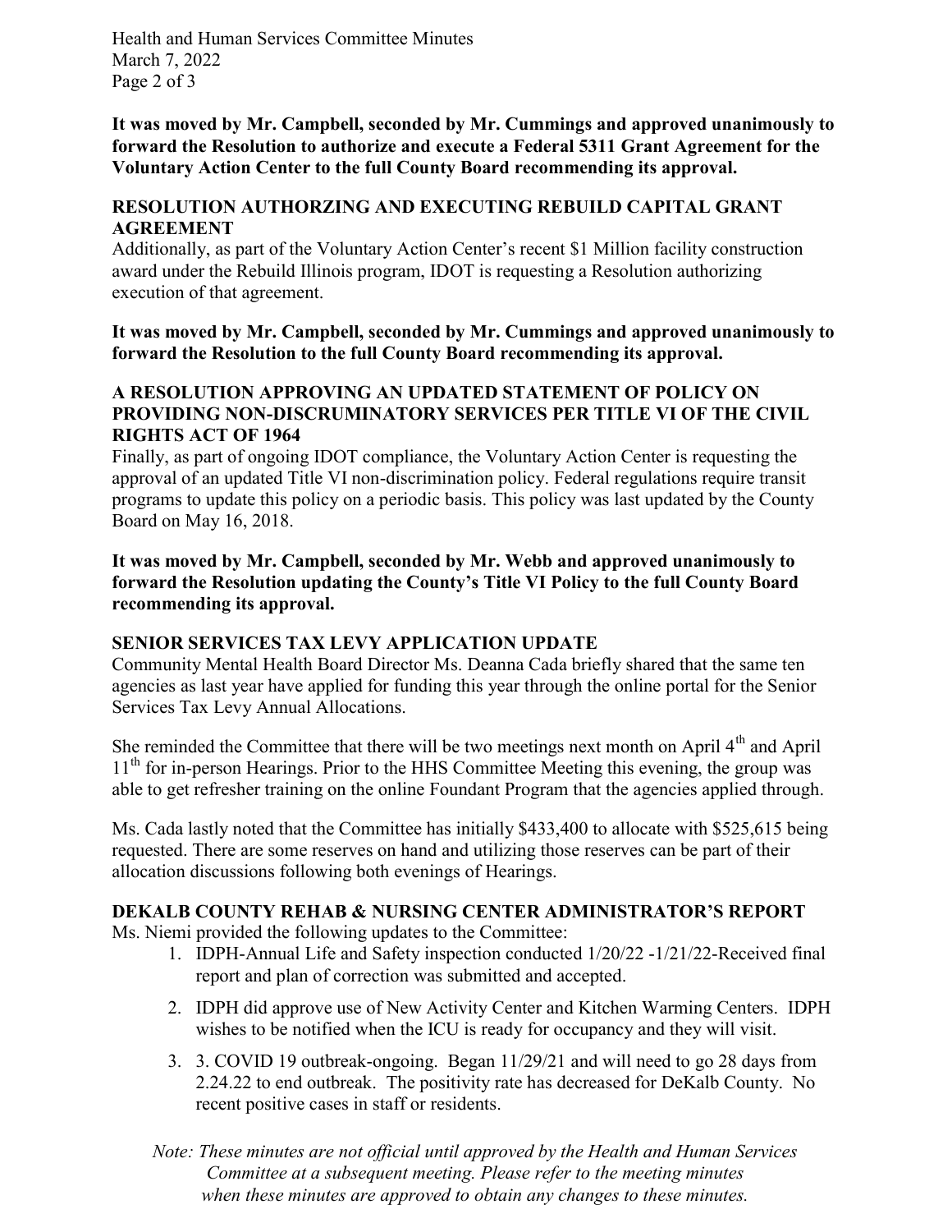**It was moved by Mr. Campbell, seconded by Mr. Cummings and approved unanimously to forward the Resolution to authorize and execute a Federal 5311 Grant Agreement for the Voluntary Action Center to the full County Board recommending its approval.**

## RESOLUTION AUTHORZING AND EXECUTING REBUILD CAPITAL GRANT AGREEMENT

Additionally, as part of the Voluntary Action Center's recent $1 Million facility construction award under the Rebuild Illinois program, IDOT is requesting a Resolution authorizing execution of that agreement.

**It was moved by Mr. Campbell, seconded by Mr. Cummings and approved unanimously to forward the Resolution to the full County Board recommending its approval.**

## A RESOLUTION APPROVING AN UPDATED STATEMENT OF POLICY ON PROVIDING NON-DISCURUMINATORY SERVICES PER TITLE VI OF THE CIVIL RIGHTS ACT OF 1964

Finally, as part of ongoing IDOT compliance, the Voluntary Action Center is requesting the approval of an updated Title VI non-discrimination policy. Federal regulations require transit programs to update this policy on a periodic basis. This policy was last updated by the County Board on May 16, 2018.

**It was moved by Mr. Campbell, seconded by Mr. Webb and approved unanimously to forward the Resolution updating the County's Title VI Policy to the full County Board recommending its approval.**

## SENIOR SERVICES TAX LEVY APPLICATION UPDATE

Community Mental Health Board Director Ms. Deanna Cada briefly shared that the same ten agencies as last year have applied for funding this year through the online portal for the Senior Services Tax Levy Annual Allocations.

She reminded the Committee that there will be two meetings next month on April 4th and April 11th for in-person Hearings. Prior to the HHS Committee Meeting this evening, the group was able to get refresher training on the online Foundant Program that the agencies applied through.

Ms. Cada lastly noted that the Committee has initially $433,400 to allocate with $525,615 being requested. There are some reserves on hand and utilizing those reserves can be part of their allocation discussions following both evenings of Hearings.

## DEKALB COUNTY REHAB & NURSING CENTER ADMINISTRATOR'S REPORT

Ms. Niemi provided the following updates to the Committee:

1. IDPH-Annual Life and Safety inspection conducted 1/20/22 -1/21/22-Received final report and plan of correction was submitted and accepted.
2. IDPH did approve use of New Activity Center and Kitchen Warming Centers. IDPH wishes to be notified when the ICU is ready for occupancy and they will visit.
3. 3. COVID 19 outbreak-ongoing. Began 11/29/21 and will need to go 28 days from 2.24.22 to end outbreak. The positivity rate has decreased for DeKalb County. No recent positive cases in staff or residents.

*Note: These minutes are not official until approved by the Health and Human Services Committee at a subsequent meeting. Please refer to the meeting minutes when these minutes are approved to obtain any changes to these minutes.*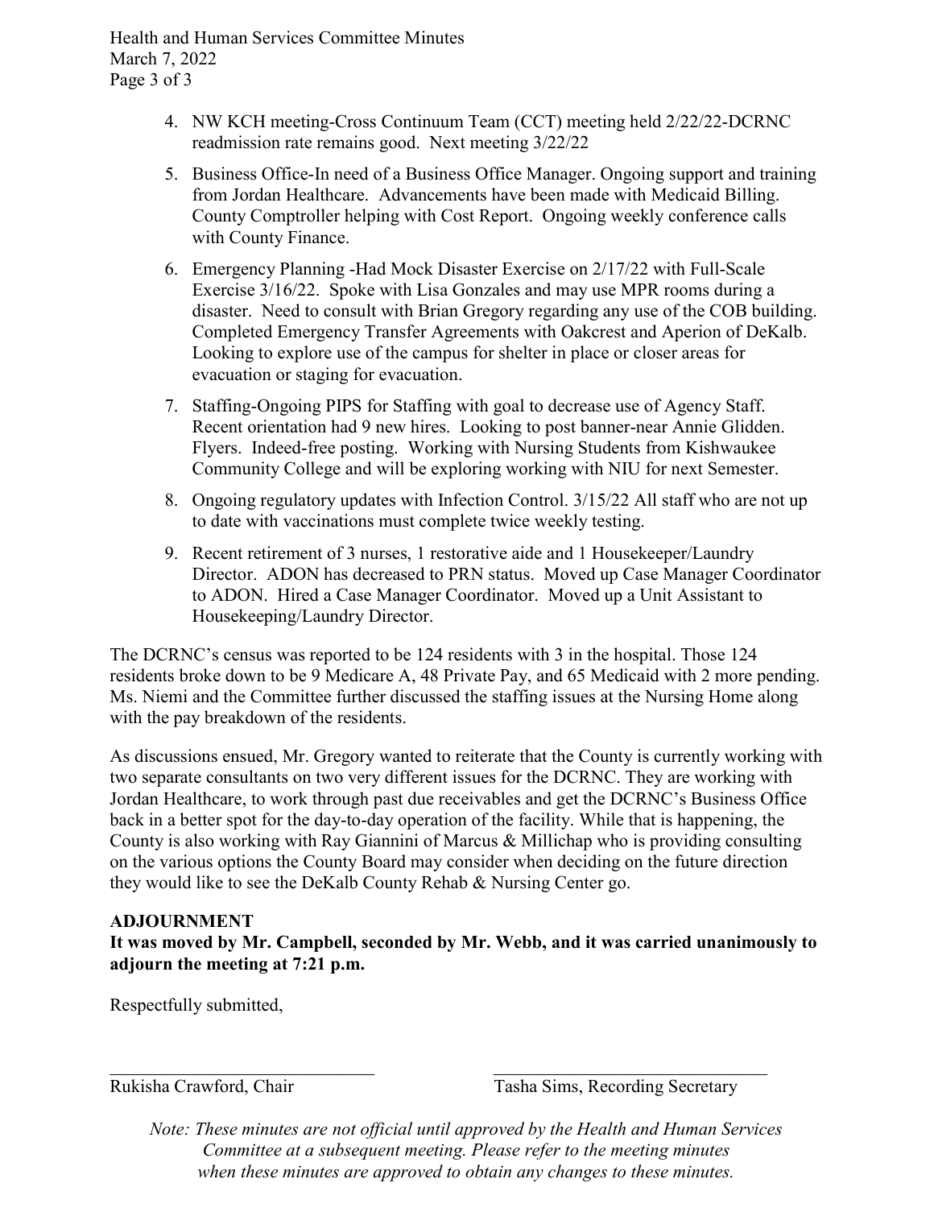4. NW KCH meeting-Cross Continuum Team (CCT) meeting held 2/22/22-DCRNC readmission rate remains good. Next meeting 3/22/22
5. Business Office-In need of a Business Office Manager. Ongoing support and training from Jordan Healthcare. Advancements have been made with Medicaid Billing. County Comptroller helping with Cost Report. Ongoing weekly conference calls with County Finance.
6. Emergency Planning -Had Mock Disaster Exercise on 2/17/22 with Full-Scale Exercise 3/16/22. Spoke with Lisa Gonzales and may use MPR rooms during a disaster. Need to consult with Brian Gregory regarding any use of the COB building. Completed Emergency Transfer Agreements with Oakcrest and Aperion of DeKalb. Looking to explore use of the campus for shelter in place or closer areas for evacuation or staging for evacuation.
7. Staffing-Ongoing PIPS for Staffing with goal to decrease use of Agency Staff. Recent orientation had 9 new hires. Looking to post banner-near Annie Glidden. Flyers. Indeed-free posting. Working with Nursing Students from Kishwaukee Community College and will be exploring working with NIU for next Semester.
8. Ongoing regulatory updates with Infection Control. 3/15/22 All staff who are not up to date with vaccinations must complete twice weekly testing.
9. Recent retirement of 3 nurses, 1 restorative aide and 1 Housekeeper/Laundry Director. ADON has decreased to PRN status. Moved up Case Manager Coordinator to ADON. Hired a Case Manager Coordinator. Moved up a Unit Assistant to Housekeeping/Laundry Director.

The DCRNC's census was reported to be 124 residents with 3 in the hospital. Those 124 residents broke down to be 9 Medicare A, 48 Private Pay, and 65 Medicaid with 2 more pending. Ms. Niemi and the Committee further discussed the staffing issues at the Nursing Home along with the pay breakdown of the residents.

As discussions ensued, Mr. Gregory wanted to reiterate that the County is currently working with two separate consultants on two very different issues for the DCRNC. They are working with Jordan Healthcare, to work through past due receivables and get the DCRNC's Business Office back in a better spot for the day-to-day operation of the facility. While that is happening, the County is also working with Ray Giannini of Marcus & Millichap who is providing consulting on the various options the County Board may consider when deciding on the future direction they would like to see the DeKalb County Rehab & Nursing Center go.

**ADJOURNMENT**

**It was moved by Mr. Campbell, seconded by Mr. Webb, and it was carried unanimously to adjourn the meeting at 7:21 p.m.**

Respectfully submitted,

Rukisha Crawford, Chair

Tasha Sims, Recording Secretary

*Note: These minutes are not official until approved by the Health and Human Services Committee at a subsequent meeting. Please refer to the meeting minutes when these minutes are approved to obtain any changes to these minutes.*